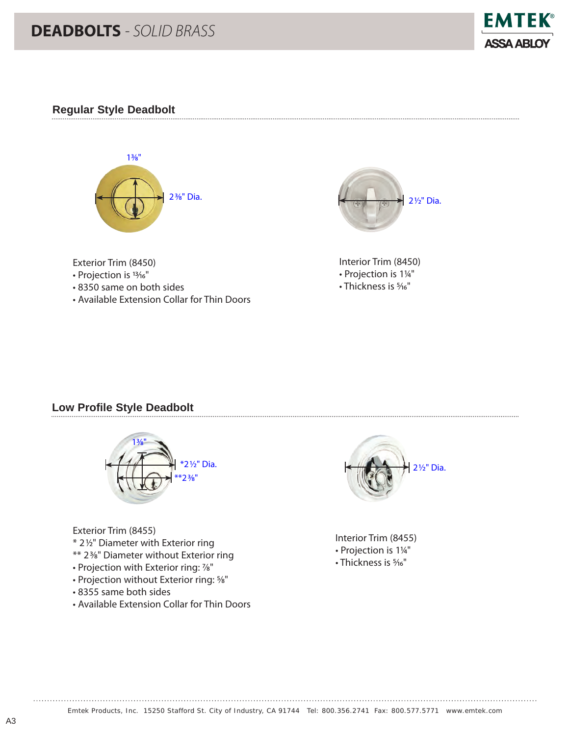# DEADBOLTS - *SOLID BRASS*

EMTEK ASSA ABLOY

## Regular Style Deadbolt

1⅜"

2⅜" Dia.

2½" Dia.

Exterior Trim (8450)
- Projection is 13⁄16"
- 8350 same on both sides
- Available Extension Collar for Thin Doors

Interior Trim (8450)
- Projection is 1¼"
- Thickness is 5⁄16"

## Low Profile Style Deadbolt

1⅜"

*2½" Dia.

**2⅜"

2½" Dia.

Exterior Trim (8455)
* 2½" Diameter with Exterior ring
** 2⅜" Diameter without Exterior ring
- Projection with Exterior ring: ⅞"
- Projection without Exterior ring: ⅝"
- 8355 same both sides
- Available Extension Collar for Thin Doors

Interior Trim (8455)
- Projection is 1¼"
- Thickness is 5⁄16"

Emtek Products, Inc. 15250 Stafford St. City of Industry, CA 91744 Tel: 800.356.2741 Fax: 800.577.5771 www.emtek.com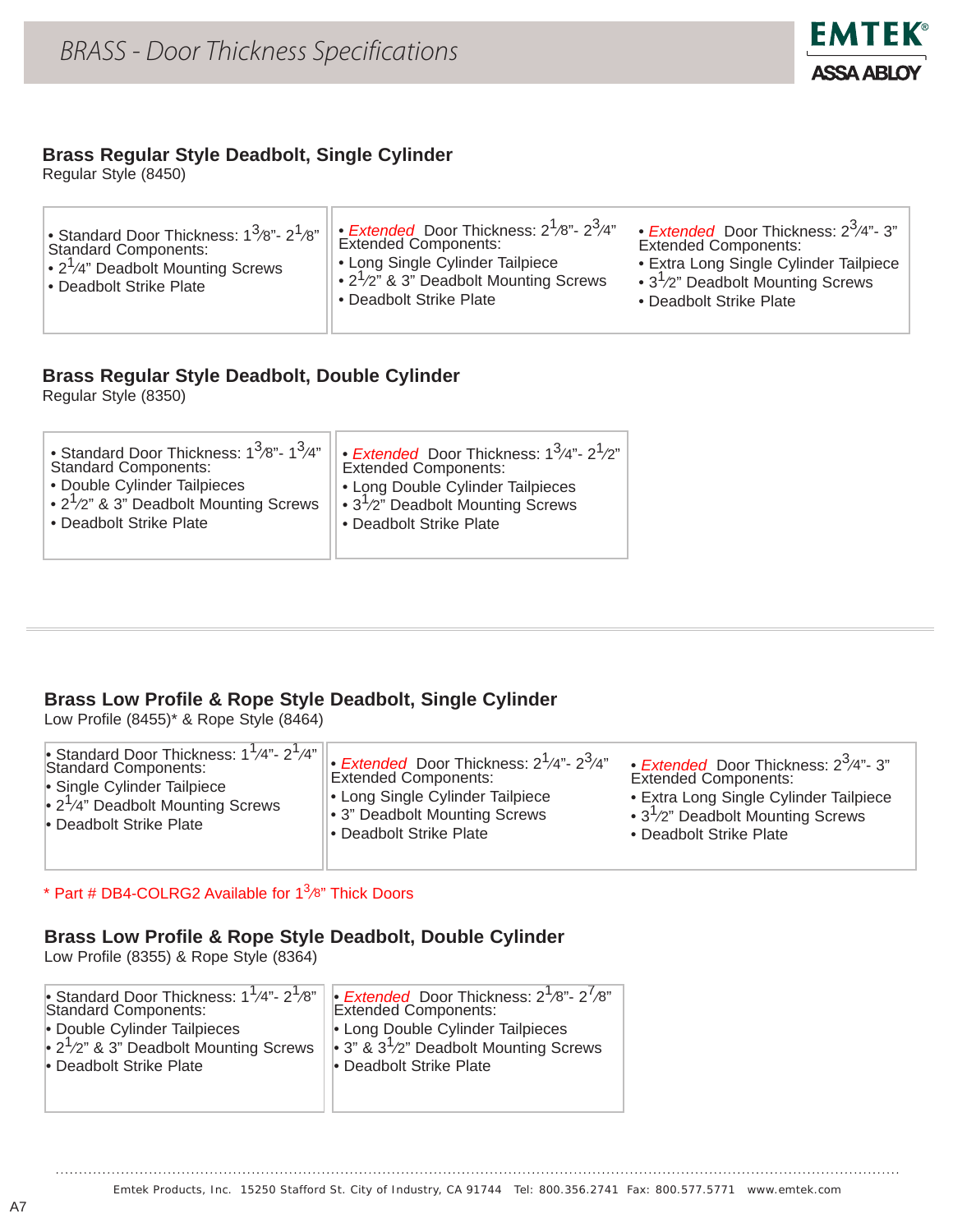# BRASS - Door Thickness Specifications

EMTEK ASSA ABLOY

## Brass Regular Style Deadbolt, Single Cylinder

Regular Style (8450)

| | | |
|---|---|---|
| • Standard Door Thickness: $1\frac{3}{8}$"- $2\frac{1}{8}$"<br>Standard Components:<br>• $2\frac{1}{4}$" Deadbolt Mounting Screws<br>• Deadbolt Strike Plate | • *Extended* Door Thickness: $2\frac{1}{8}$"- $2\frac{3}{4}$"<br>Extended Components:<br>• Long Single Cylinder Tailpiece<br>• $2\frac{1}{2}$" & 3" Deadbolt Mounting Screws<br>• Deadbolt Strike Plate | • *Extended* Door Thickness: $2\frac{3}{4}$"- 3"<br>Extended Components:<br>• Extra Long Single Cylinder Tailpiece<br>• $3\frac{1}{2}$" Deadbolt Mounting Screws<br>• Deadbolt Strike Plate |

## Brass Regular Style Deadbolt, Double Cylinder

Regular Style (8350)

| | |
|---|---|
| • Standard Door Thickness: $1\frac{3}{8}$"- $1\frac{3}{4}$"<br>Standard Components:<br>• Double Cylinder Tailpieces<br>• $2\frac{1}{2}$" & 3" Deadbolt Mounting Screws<br>• Deadbolt Strike Plate | • *Extended* Door Thickness: $1\frac{3}{4}$"- $2\frac{1}{2}$"<br>Extended Components:<br>• Long Double Cylinder Tailpieces<br>• $3\frac{1}{2}$" Deadbolt Mounting Screws<br>• Deadbolt Strike Plate |

## Brass Low Profile & Rope Style Deadbolt, Single Cylinder

Low Profile (8455)* & Rope Style (8464)

| | | |
|---|---|---|
| • Standard Door Thickness: $1\frac{1}{4}$"- $2\frac{1}{4}$"<br>Standard Components:<br>• Single Cylinder Tailpiece<br>• $2\frac{1}{4}$" Deadbolt Mounting Screws<br>• Deadbolt Strike Plate | • *Extended* Door Thickness: $2\frac{1}{4}$"- $2\frac{3}{4}$"<br>Extended Components:<br>• Long Single Cylinder Tailpiece<br>• 3" Deadbolt Mounting Screws<br>• Deadbolt Strike Plate | • *Extended* Door Thickness: $2\frac{3}{4}$"- 3"<br>Extended Components:<br>• Extra Long Single Cylinder Tailpiece<br>• $3\frac{1}{2}$" Deadbolt Mounting Screws<br>• Deadbolt Strike Plate |

\* Part # DB4-COLRG2 Available for $1\frac{3}{8}$" Thick Doors

## Brass Low Profile & Rope Style Deadbolt, Double Cylinder

Low Profile (8355) & Rope Style (8364)

| | |
|---|---|
| • Standard Door Thickness: $1\frac{1}{4}$"- $2\frac{1}{8}$"<br>Standard Components:<br>• Double Cylinder Tailpieces<br>• $2\frac{1}{2}$" & 3" Deadbolt Mounting Screws<br>• Deadbolt Strike Plate | • *Extended* Door Thickness: $2\frac{1}{8}$"- $2\frac{7}{8}$"<br>Extended Components:<br>• Long Double Cylinder Tailpieces<br>• 3" & $3\frac{1}{2}$" Deadbolt Mounting Screws<br>• Deadbolt Strike Plate |

Emtek Products, Inc. 15250 Stafford St. City of Industry, CA 91744 Tel: 800.356.2741 Fax: 800.577.5771 www.emtek.com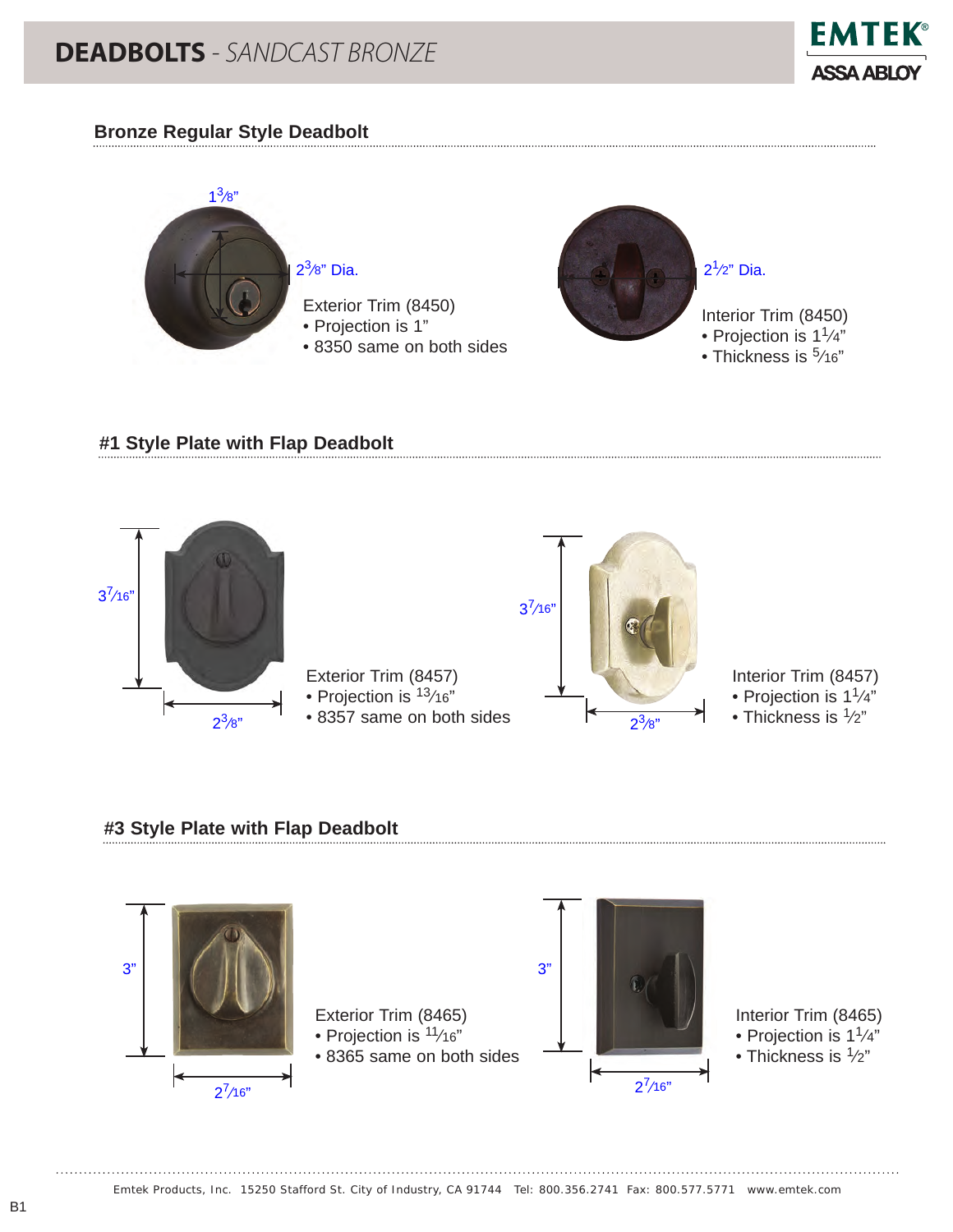# DEADBOLTS - *SANDCAST BRONZE*

EMTEK
ASSA ABLOY

## Bronze Regular Style Deadbolt

1⅜"

2⅜" Dia.

Exterior Trim (8450)
- Projection is 1"
- 8350 same on both sides

2½" Dia.

Interior Trim (8450)
- Projection is 1¼"
- Thickness is 5⁄16"

## #1 Style Plate with Flap Deadbolt

3 7⁄16"

2⅜"

Exterior Trim (8457)
- Projection is 13⁄16"
- 8357 same on both sides

3 7⁄16"

2⅜"

Interior Trim (8457)
- Projection is 1¼"
- Thickness is ½"

## #3 Style Plate with Flap Deadbolt

3"

2 7⁄16"

Exterior Trim (8465)
- Projection is 11⁄16"
- 8365 same on both sides

3"

2 7⁄16"

Interior Trim (8465)
- Projection is 1¼"
- Thickness is ½"

Emtek Products, Inc. 15250 Stafford St. City of Industry, CA 91744 Tel: 800.356.2741 Fax: 800.577.5771 www.emtek.com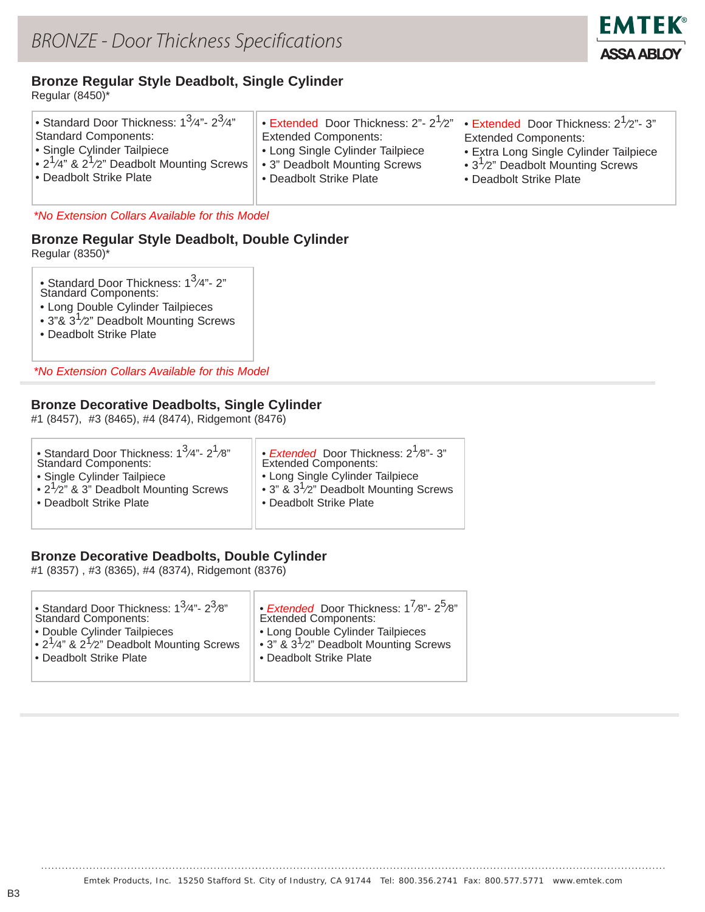# BRONZE - Door Thickness Specifications

EMTEK ASSA ABLOY

## Bronze Regular Style Deadbolt, Single Cylinder

Regular (8450)*

| • Standard Door Thickness: $1\frac{3}{4}$"- $2\frac{3}{4}$" | • Extended Door Thickness: 2"- $2\frac{1}{2}$" | • Extended Door Thickness: $2\frac{1}{2}$"- 3" |
|---|---|---|
| Standard Components: | Extended Components: | Extended Components: |
| • Single Cylinder Tailpiece | • Long Single Cylinder Tailpiece | • Extra Long Single Cylinder Tailpiece |
| • $2\frac{1}{4}$" & $2\frac{1}{2}$" Deadbolt Mounting Screws | • 3" Deadbolt Mounting Screws | • $3\frac{1}{2}$" Deadbolt Mounting Screws |
| • Deadbolt Strike Plate | • Deadbolt Strike Plate | • Deadbolt Strike Plate |

*\*No Extension Collars Available for this Model*

## Bronze Regular Style Deadbolt, Double Cylinder

Regular (8350)*

- Standard Door Thickness: $1\frac{3}{4}$"- 2"

Standard Components:

- Long Double Cylinder Tailpieces
- 3"& $3\frac{1}{2}$" Deadbolt Mounting Screws
- Deadbolt Strike Plate

*\*No Extension Collars Available for this Model*

## Bronze Decorative Deadbolts, Single Cylinder

#1 (8457), #3 (8465), #4 (8474), Ridgemont (8476)

| • Standard Door Thickness: $1\frac{3}{4}$"- $2\frac{1}{8}$" | • *Extended* Door Thickness: $2\frac{1}{8}$"- 3" |
|---|---|
| Standard Components: | Extended Components: |
| • Single Cylinder Tailpiece | • Long Single Cylinder Tailpiece |
| • $2\frac{1}{2}$" & 3" Deadbolt Mounting Screws | • 3" & $3\frac{1}{2}$" Deadbolt Mounting Screws |
| • Deadbolt Strike Plate | • Deadbolt Strike Plate |

## Bronze Decorative Deadbolts, Double Cylinder

#1 (8357) , #3 (8365), #4 (8374), Ridgemont (8376)

| • Standard Door Thickness: $1\frac{3}{4}$"- $2\frac{3}{8}$" | • *Extended* Door Thickness: $1\frac{7}{8}$"- $2\frac{5}{8}$" |
|---|---|
| Standard Components: | Extended Components: |
| • Double Cylinder Tailpieces | • Long Double Cylinder Tailpieces |
| • $2\frac{1}{4}$" & $2\frac{1}{2}$" Deadbolt Mounting Screws | • 3" & $3\frac{1}{2}$" Deadbolt Mounting Screws |
| • Deadbolt Strike Plate | • Deadbolt Strike Plate |

Emtek Products, Inc. 15250 Stafford St. City of Industry, CA 91744 Tel: 800.356.2741 Fax: 800.577.5771 www.emtek.com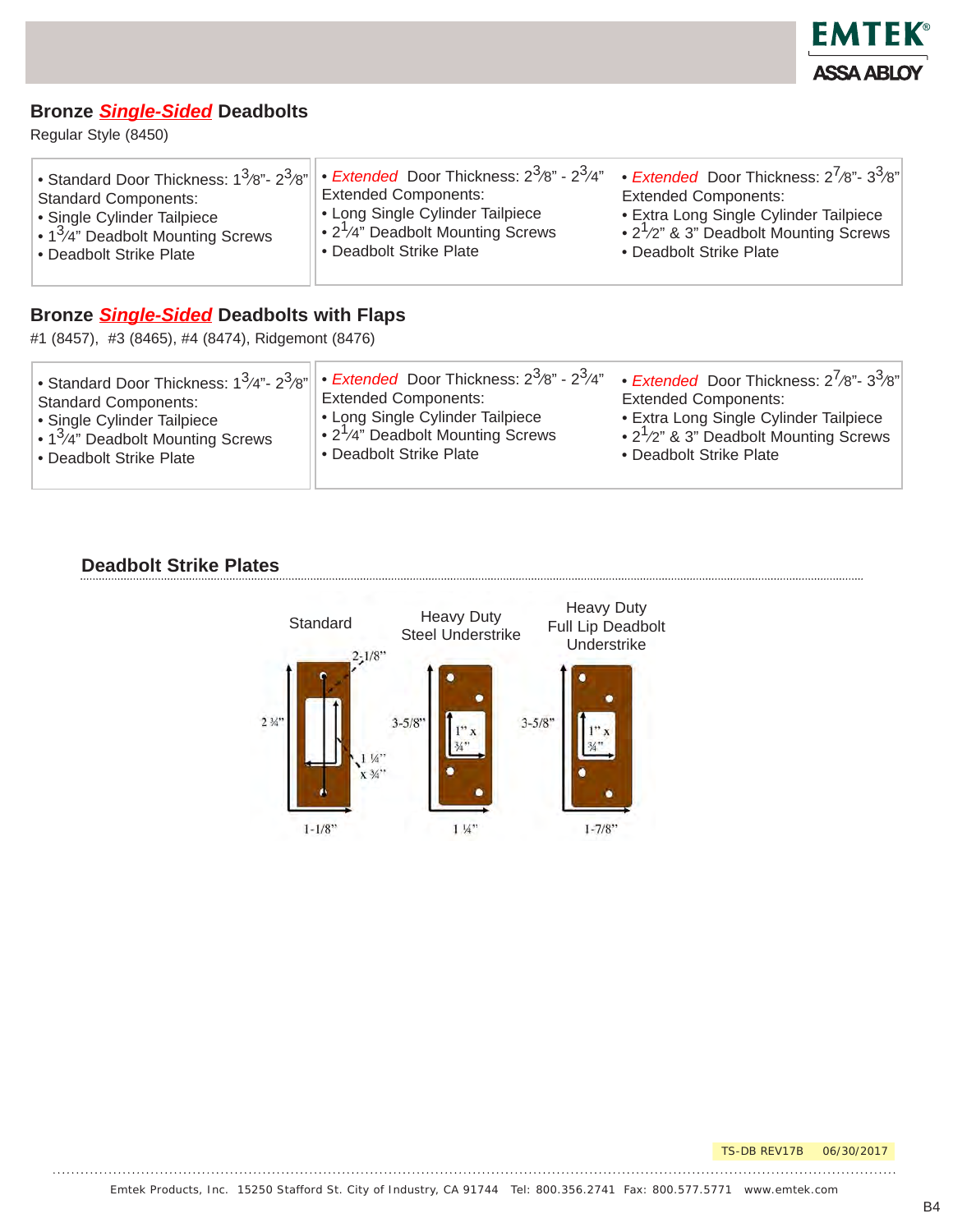## Bronze *Single-Sided* Deadbolts

Regular Style (8450)

| | | |
|---|---|---|
| • Standard Door Thickness: 1$^{3}$⁄8"- 2$^{3}$⁄8"<br>Standard Components:<br>• Single Cylinder Tailpiece<br>• 1$^{3}$⁄4" Deadbolt Mounting Screws<br>• Deadbolt Strike Plate | • *Extended* Door Thickness: 2$^{3}$⁄8" - 2$^{3}$⁄4"<br>Extended Components:<br>• Long Single Cylinder Tailpiece<br>• 2$^{1}$⁄4" Deadbolt Mounting Screws<br>• Deadbolt Strike Plate | • *Extended* Door Thickness: 2$^{7}$⁄8"- 3$^{3}$⁄8"<br>Extended Components:<br>• Extra Long Single Cylinder Tailpiece<br>• 2$^{1}$⁄2" & 3" Deadbolt Mounting Screws<br>• Deadbolt Strike Plate |

## Bronze *Single-Sided* Deadbolts with Flaps

#1 (8457), #3 (8465), #4 (8474), Ridgemont (8476)

| | | |
|---|---|---|
| • Standard Door Thickness: 1$^{3}$⁄4"- 2$^{3}$⁄8"<br>Standard Components:<br>• Single Cylinder Tailpiece<br>• 1$^{3}$⁄4" Deadbolt Mounting Screws<br>• Deadbolt Strike Plate | • *Extended* Door Thickness: 2$^{3}$⁄8" - 2$^{3}$⁄4"<br>Extended Components:<br>• Long Single Cylinder Tailpiece<br>• 2$^{1}$⁄4" Deadbolt Mounting Screws<br>• Deadbolt Strike Plate | • *Extended* Door Thickness: 2$^{7}$⁄8"- 3$^{3}$⁄8"<br>Extended Components:<br>• Extra Long Single Cylinder Tailpiece<br>• 2$^{1}$⁄2" & 3" Deadbolt Mounting Screws<br>• Deadbolt Strike Plate |

### Deadbolt Strike Plates

Standard

2-1/8"

2 ¾"

1 ¼" x ¾"

1-1/8"

Heavy Duty Steel Understrike

3-5/8"

1" x ¾"

1 ¼"

Heavy Duty Full Lip Deadbolt Understrike

3-5/8"

1" x ¾"

1-7/8"

TS-DB REV17B 06/30/2017